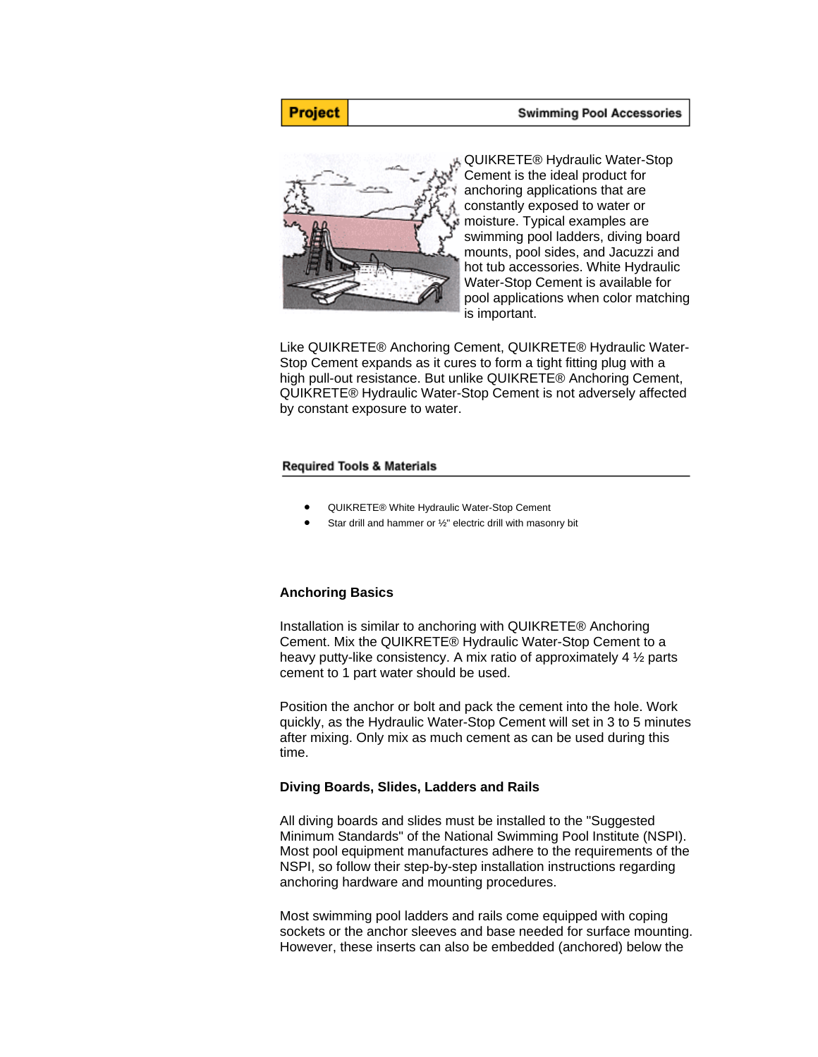**Project** | **Swimming Pool Accessories**

QUIKRETE® Hydraulic Water-Stop Cement is the ideal product for anchoring applications that are constantly exposed to water or moisture. Typical examples are swimming pool ladders, diving board mounts, pool sides, and Jacuzzi and hot tub accessories. White Hydraulic Water-Stop Cement is available for pool applications when color matching is important.

Like QUIKRETE® Anchoring Cement, QUIKRETE® Hydraulic Water-Stop Cement expands as it cures to form a tight fitting plug with a high pull-out resistance. But unlike QUIKRETE® Anchoring Cement, QUIKRETE® Hydraulic Water-Stop Cement is not adversely affected by constant exposure to water.

## Required Tools & Materials

- QUIKRETE® White Hydraulic Water-Stop Cement
- Star drill and hammer or ½" electric drill with masonry bit

### Anchoring Basics

Installation is similar to anchoring with QUIKRETE® Anchoring Cement. Mix the QUIKRETE® Hydraulic Water-Stop Cement to a heavy putty-like consistency. A mix ratio of approximately 4 ½ parts cement to 1 part water should be used.

Position the anchor or bolt and pack the cement into the hole. Work quickly, as the Hydraulic Water-Stop Cement will set in 3 to 5 minutes after mixing. Only mix as much cement as can be used during this time.

### Diving Boards, Slides, Ladders and Rails

All diving boards and slides must be installed to the "Suggested Minimum Standards" of the National Swimming Pool Institute (NSPI). Most pool equipment manufactures adhere to the requirements of the NSPI, so follow their step-by-step installation instructions regarding anchoring hardware and mounting procedures.

Most swimming pool ladders and rails come equipped with coping sockets or the anchor sleeves and base needed for surface mounting. However, these inserts can also be embedded (anchored) below the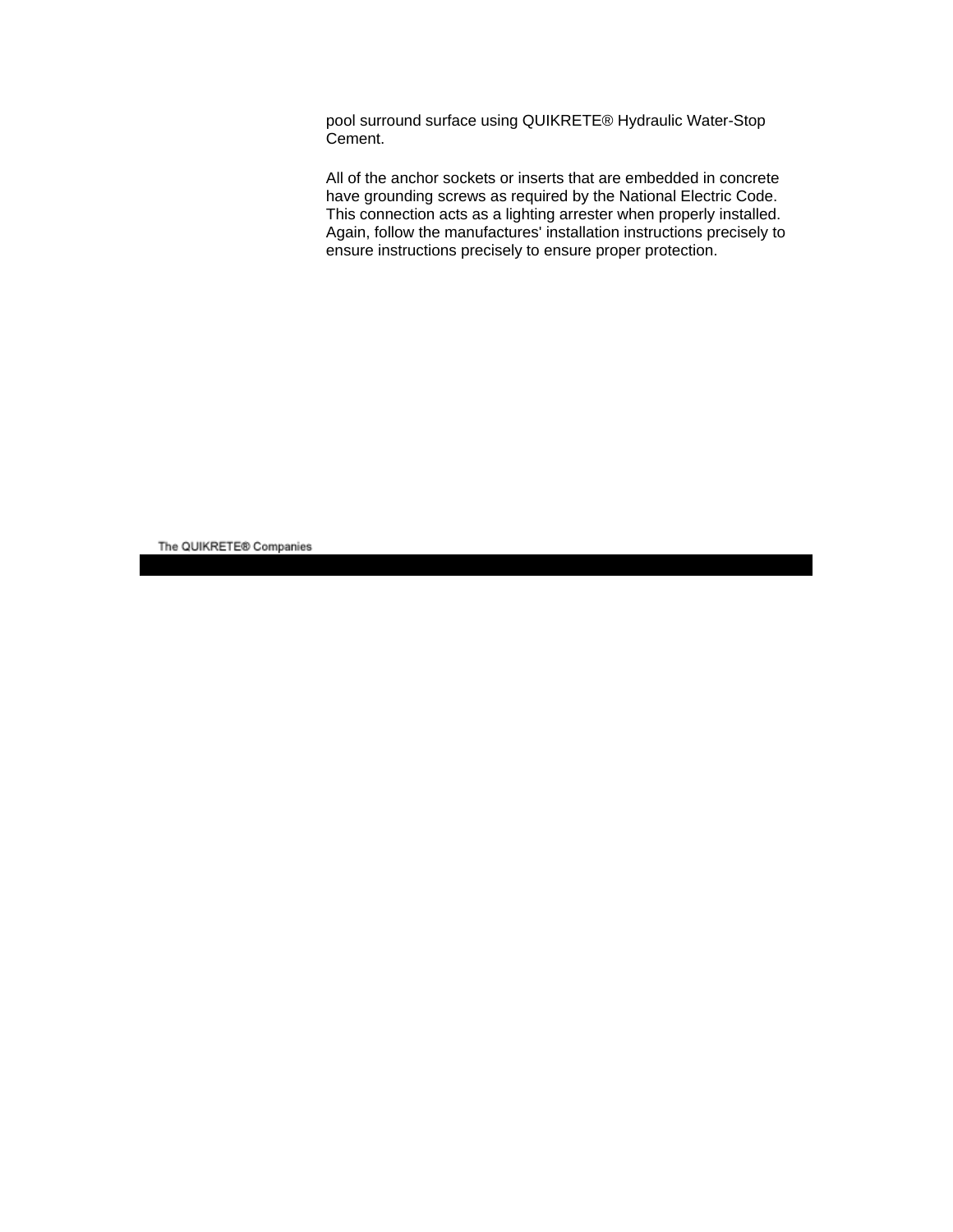pool surround surface using QUIKRETE® Hydraulic Water-Stop Cement.

All of the anchor sockets or inserts that are embedded in concrete have grounding screws as required by the National Electric Code. This connection acts as a lighting arrester when properly installed. Again, follow the manufactures' installation instructions precisely to ensure instructions precisely to ensure proper protection.